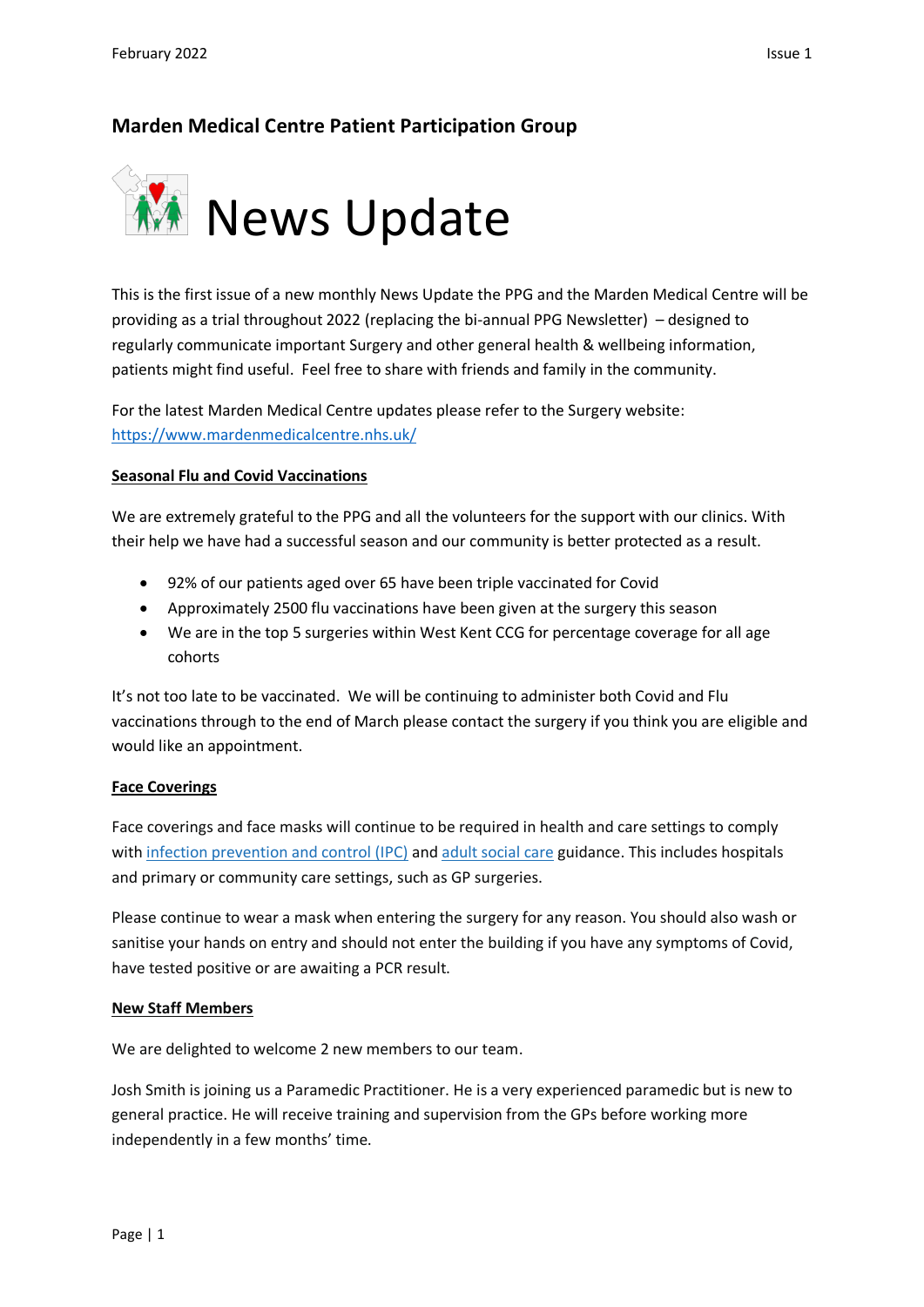## Marden Medical Centre Patient Participation Group

# News Update

This is the first issue of a new monthly News Update the PPG and the Marden Medical Centre will be providing as a trial throughout 2022 (replacing the bi-annual PPG Newsletter) – designed to regularly communicate important Surgery and other general health & wellbeing information, patients might find useful. Feel free to share with friends and family in the community.

For the latest Marden Medical Centre updates please refer to the Surgery website: [https://www.mardenmedicalcentre.nhs.uk/](https://www.mardenmedicalcentre.nhs.uk/)

**Seasonal Flu and Covid Vaccinations**

We are extremely grateful to the PPG and all the volunteers for the support with our clinics. With their help we have had a successful season and our community is better protected as a result.

- 92% of our patients aged over 65 have been triple vaccinated for Covid
- Approximately 2500 flu vaccinations have been given at the surgery this season
- We are in the top 5 surgeries within West Kent CCG for percentage coverage for all age cohorts

It's not too late to be vaccinated. We will be continuing to administer both Covid and Flu vaccinations through to the end of March please contact the surgery if you think you are eligible and would like an appointment.

**Face Coverings**

Face coverings and face masks will continue to be required in health and care settings to comply with infection prevention and control (IPC) and adult social care guidance. This includes hospitals and primary or community care settings, such as GP surgeries.

Please continue to wear a mask when entering the surgery for any reason. You should also wash or sanitise your hands on entry and should not enter the building if you have any symptoms of Covid, have tested positive or are awaiting a PCR result.

**New Staff Members**

We are delighted to welcome 2 new members to our team.

Josh Smith is joining us a Paramedic Practitioner. He is a very experienced paramedic but is new to general practice. He will receive training and supervision from the GPs before working more independently in a few months' time.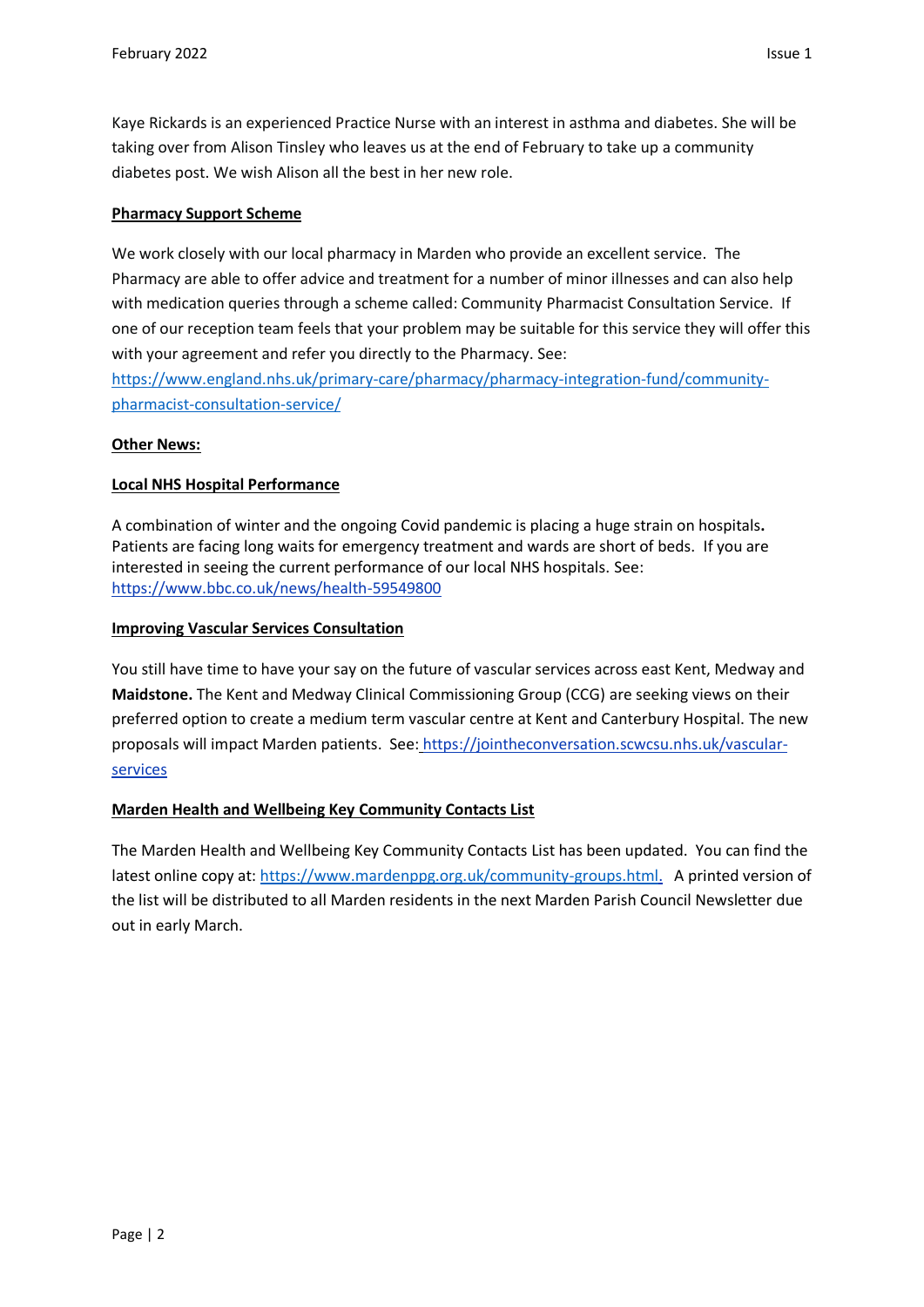Kaye Rickards is an experienced Practice Nurse with an interest in asthma and diabetes. She will be taking over from Alison Tinsley who leaves us at the end of February to take up a community diabetes post. We wish Alison all the best in her new role.

**Pharmacy Support Scheme**

We work closely with our local pharmacy in Marden who provide an excellent service. The Pharmacy are able to offer advice and treatment for a number of minor illnesses and can also help with medication queries through a scheme called: Community Pharmacist Consultation Service. If one of our reception team feels that your problem may be suitable for this service they will offer this with your agreement and refer you directly to the Pharmacy. See: https://www.england.nhs.uk/primary-care/pharmacy/pharmacy-integration-fund/community-pharmacist-consultation-service/

**Other News:**

**Local NHS Hospital Performance**

A combination of winter and the ongoing Covid pandemic is placing a huge strain on hospitals**.** Patients are facing long waits for emergency treatment and wards are short of beds. If you are interested in seeing the current performance of our local NHS hospitals. See: https://www.bbc.co.uk/news/health-59549800

**Improving Vascular Services Consultation**

You still have time to have your say on the future of vascular services across east Kent, Medway and **Maidstone.** The Kent and Medway Clinical Commissioning Group (CCG) are seeking views on their preferred option to create a medium term vascular centre at Kent and Canterbury Hospital. The new proposals will impact Marden patients. See: https://jointheconversation.scwcsu.nhs.uk/vascular-services

**Marden Health and Wellbeing Key Community Contacts List**

The Marden Health and Wellbeing Key Community Contacts List has been updated. You can find the latest online copy at: https://www.mardenppg.org.uk/community-groups.html. A printed version of the list will be distributed to all Marden residents in the next Marden Parish Council Newsletter due out in early March.